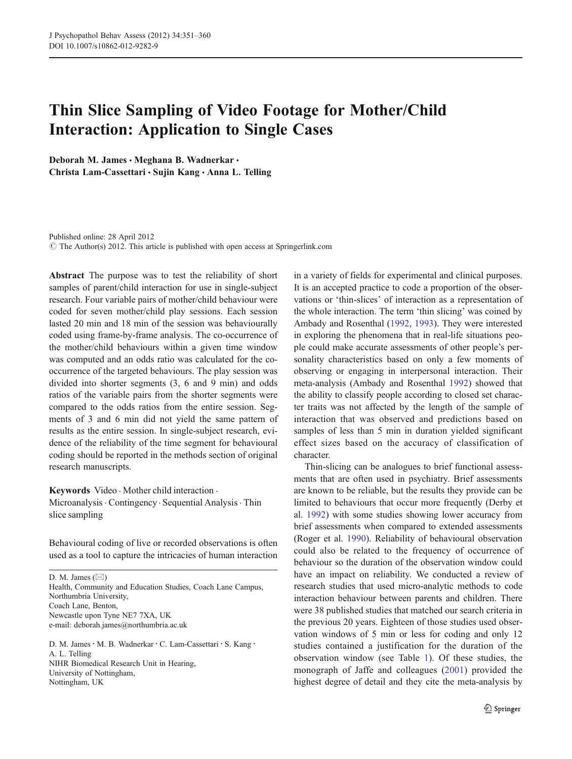# Thin Slice Sampling of Video Footage for Mother/Child Interaction: Application to Single Cases

**Deborah M. James · Meghana B. Wadnerkar · Christa Lam-Cassettari · Sujin Kang · Anna L. Telling**

Published online: 28 April 2012
© The Author(s) 2012. This article is published with open access at Springerlink.com

**Abstract** The purpose was to test the reliability of short samples of parent/child interaction for use in single-subject research. Four variable pairs of mother/child behaviour were coded for seven mother/child play sessions. Each session lasted 20 min and 18 min of the session was behaviourally coded using frame-by-frame analysis. The co-occurrence of the mother/child behaviours within a given time window was computed and an odds ratio was calculated for the co-occurrence of the targeted behaviours. The play session was divided into shorter segments (3, 6 and 9 min) and odds ratios of the variable pairs from the shorter segments were compared to the odds ratios from the entire session. Segments of 3 and 6 min did not yield the same pattern of results as the entire session. In single-subject research, evidence of the reliability of the time segment for behavioural coding should be reported in the methods section of original research manuscripts.

**Keywords** Video · Mother child interaction · Microanalysis · Contingency · Sequential Analysis · Thin slice sampling

Behavioural coding of live or recorded observations is often used as a tool to capture the intricacies of human interaction in a variety of fields for experimental and clinical purposes. It is an accepted practice to code a proportion of the observations or 'thin-slices' of interaction as a representation of the whole interaction. The term 'thin slicing' was coined by Ambady and Rosenthal (1992, 1993). They were interested in exploring the phenomena that in real-life situations people could make accurate assessments of other people's personality characteristics based on only a few moments of observing or engaging in interpersonal interaction. Their meta-analysis (Ambady and Rosenthal 1992) showed that the ability to classify people according to closed set character traits was not affected by the length of the sample of interaction that was observed and predictions based on samples of less than 5 min in duration yielded significant effect sizes based on the accuracy of classification of character.

Thin-slicing can be analogues to brief functional assessments that are often used in psychiatry. Brief assessments are known to be reliable, but the results they provide can be limited to behaviours that occur more frequently (Derby et al. 1992) with some studies showing lower accuracy from brief assessments when compared to extended assessments (Roger et al. 1990). Reliability of behavioural observation could also be related to the frequency of occurrence of behaviour so the duration of the observation window could have an impact on reliability. We conducted a review of research studies that used micro-analytic methods to code interaction behaviour between parents and children. There were 38 published studies that matched our search criteria in the previous 20 years. Eighteen of those studies used observation windows of 5 min or less for coding and only 12 studies contained a justification for the duration of the observation window (see Table 1). Of these studies, the monograph of Jaffe and colleagues (2001) provided the highest degree of detail and they cite the meta-analysis by

---

D. M. James (✉)
Health, Community and Education Studies, Coach Lane Campus, Northumbria University,
Coach Lane, Benton,
Newcastle upon Tyne NE7 7XA, UK
e-mail: deborah.james@northumbria.ac.uk

D. M. James · M. B. Wadnerkar · C. Lam-Cassettari · S. Kang · A. L. Telling
NIHR Biomedical Research Unit in Hearing,
University of Nottingham,
Nottingham, UK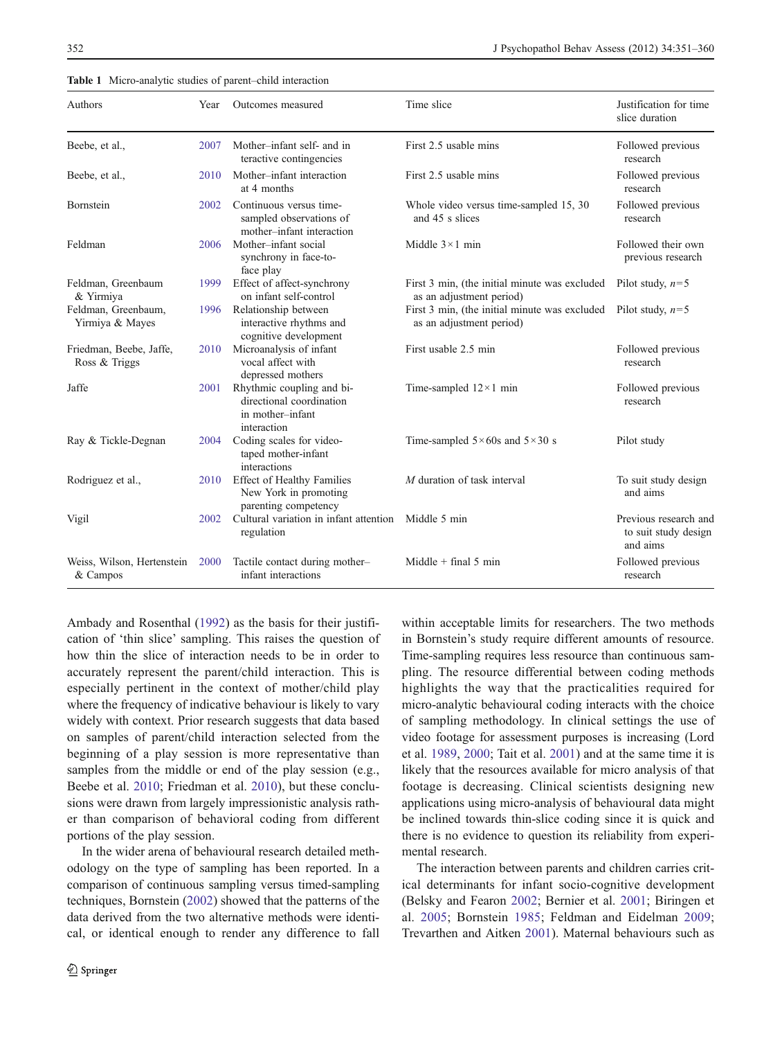Table 1 Micro-analytic studies of parent–child interaction

| Authors | Year | Outcomes measured | Time slice | Justification for time slice duration |
| --- | --- | --- | --- | --- |
| Beebe, et al., | 2007 | Mother–infant self- and interactive contingencies | First 2.5 usable mins | Followed previous research |
| Beebe, et al., | 2010 | Mother–infant interaction at 4 months | First 2.5 usable mins | Followed previous research |
| Bornstein | 2002 | Continuous versus time-sampled observations of mother–infant interaction | Whole video versus time-sampled 15, 30 and 45 s slices | Followed previous research |
| Feldman | 2006 | Mother–infant social synchrony in face-to-face play | Middle 3×1 min | Followed their own previous research |
| Feldman, Greenbaum & Yirmiya | 1999 | Effect of affect-synchrony on infant self-control | First 3 min, (the initial minute was excluded as an adjustment period) | Pilot study, *n*=5 |
| Feldman, Greenbaum, Yirmiya & Mayes | 1996 | Relationship between interactive rhythms and cognitive development | First 3 min, (the initial minute was excluded as an adjustment period) | Pilot study, *n*=5 |
| Friedman, Beebe, Jaffe, Ross & Triggs | 2010 | Microanalysis of infant vocal affect with depressed mothers | First usable 2.5 min | Followed previous research |
| Jaffe | 2001 | Rhythmic coupling and bi-directional coordination in mother–infant interaction | Time-sampled 12×1 min | Followed previous research |
| Ray & Tickle-Degnan | 2004 | Coding scales for video-taped mother-infant interactions | Time-sampled 5×60s and 5×30 s | Pilot study |
| Rodriguez et al., | 2010 | Effect of Healthy Families New York in promoting parenting competency | *M* duration of task interval | To suit study design and aims |
| Vigil | 2002 | Cultural variation in infant attention regulation | Middle 5 min | Previous research and to suit study design and aims |
| Weiss, Wilson, Hertenstein & Campos | 2000 | Tactile contact during mother–infant interactions | Middle + final 5 min | Followed previous research |

Ambady and Rosenthal (1992) as the basis for their justification of 'thin slice' sampling. This raises the question of how thin the slice of interaction needs to be in order to accurately represent the parent/child interaction. This is especially pertinent in the context of mother/child play where the frequency of indicative behaviour is likely to vary widely with context. Prior research suggests that data based on samples of parent/child interaction selected from the beginning of a play session is more representative than samples from the middle or end of the play session (e.g., Beebe et al. 2010; Friedman et al. 2010), but these conclusions were drawn from largely impressionistic analysis rather than comparison of behavioral coding from different portions of the play session.

In the wider arena of behavioural research detailed methodology on the type of sampling has been reported. In a comparison of continuous sampling versus timed-sampling techniques, Bornstein (2002) showed that the patterns of the data derived from the two alternative methods were identical, or identical enough to render any difference to fall within acceptable limits for researchers. The two methods in Bornstein's study require different amounts of resource. Time-sampling requires less resource than continuous sampling. The resource differential between coding methods highlights the way that the practicalities required for micro-analytic behavioural coding interacts with the choice of sampling methodology. In clinical settings the use of video footage for assessment purposes is increasing (Lord et al. 1989, 2000; Tait et al. 2001) and at the same time it is likely that the resources available for micro analysis of that footage is decreasing. Clinical scientists designing new applications using micro-analysis of behavioural data might be inclined towards thin-slice coding since it is quick and there is no evidence to question its reliability from experimental research.

The interaction between parents and children carries critical determinants for infant socio-cognitive development (Belsky and Fearon 2002; Bernier et al. 2001; Biringen et al. 2005; Bornstein 1985; Feldman and Eidelman 2009; Trevarthen and Aitken 2001). Maternal behaviours such as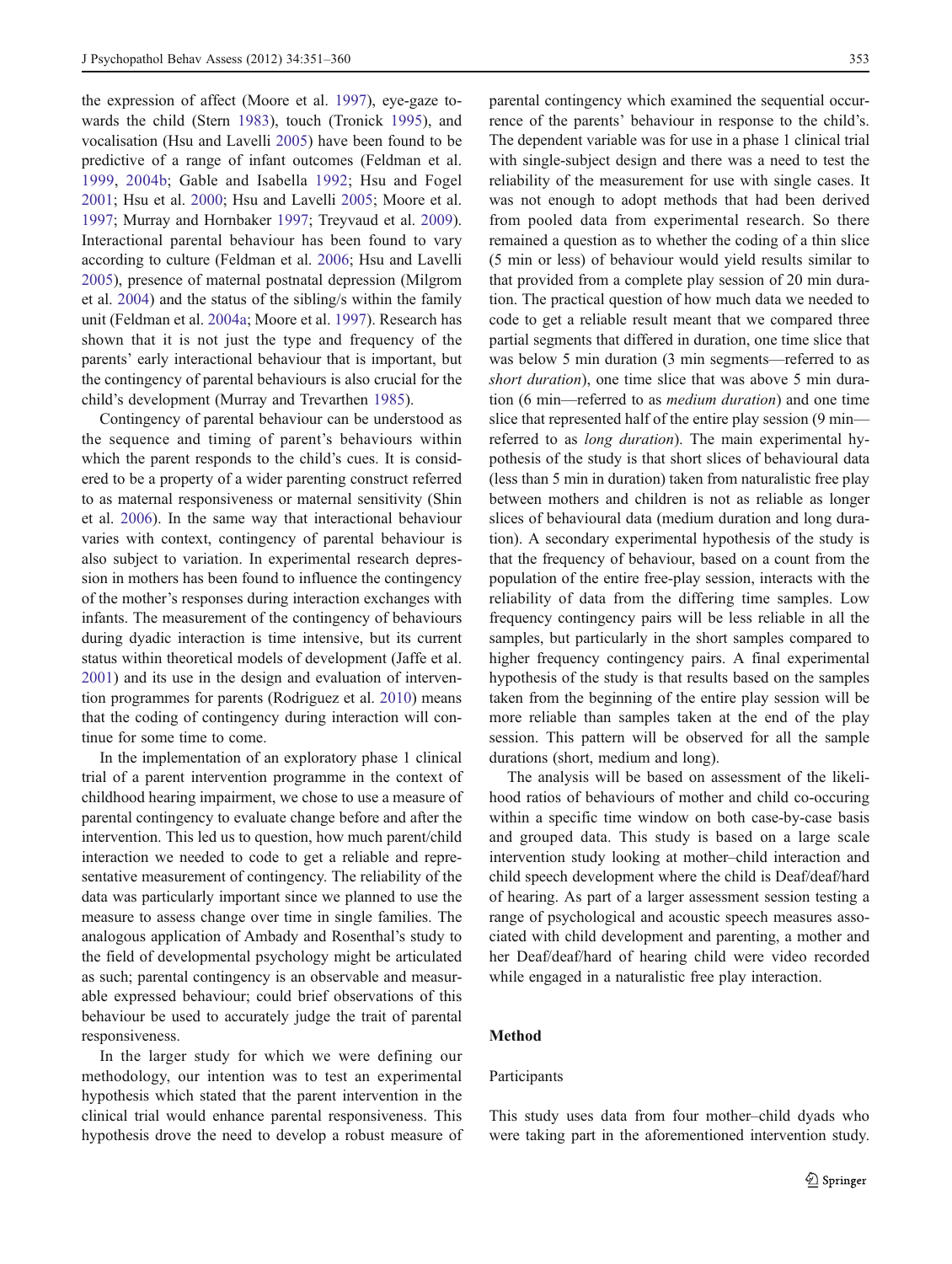the expression of affect (Moore et al. 1997), eye-gaze towards the child (Stern 1983), touch (Tronick 1995), and vocalisation (Hsu and Lavelli 2005) have been found to be predictive of a range of infant outcomes (Feldman et al. 1999, 2004b; Gable and Isabella 1992; Hsu and Fogel 2001; Hsu et al. 2000; Hsu and Lavelli 2005; Moore et al. 1997; Murray and Hornbaker 1997; Treyvaud et al. 2009). Interactional parental behaviour has been found to vary according to culture (Feldman et al. 2006; Hsu and Lavelli 2005), presence of maternal postnatal depression (Milgrom et al. 2004) and the status of the sibling/s within the family unit (Feldman et al. 2004a; Moore et al. 1997). Research has shown that it is not just the type and frequency of the parents' early interactional behaviour that is important, but the contingency of parental behaviours is also crucial for the child's development (Murray and Trevarthen 1985).

Contingency of parental behaviour can be understood as the sequence and timing of parent's behaviours within which the parent responds to the child's cues. It is considered to be a property of a wider parenting construct referred to as maternal responsiveness or maternal sensitivity (Shin et al. 2006). In the same way that interactional behaviour varies with context, contingency of parental behaviour is also subject to variation. In experimental research depression in mothers has been found to influence the contingency of the mother's responses during interaction exchanges with infants. The measurement of the contingency of behaviours during dyadic interaction is time intensive, but its current status within theoretical models of development (Jaffe et al. 2001) and its use in the design and evaluation of intervention programmes for parents (Rodriguez et al. 2010) means that the coding of contingency during interaction will continue for some time to come.

In the implementation of an exploratory phase 1 clinical trial of a parent intervention programme in the context of childhood hearing impairment, we chose to use a measure of parental contingency to evaluate change before and after the intervention. This led us to question, how much parent/child interaction we needed to code to get a reliable and representative measurement of contingency. The reliability of the data was particularly important since we planned to use the measure to assess change over time in single families. The analogous application of Ambady and Rosenthal's study to the field of developmental psychology might be articulated as such; parental contingency is an observable and measurable expressed behaviour; could brief observations of this behaviour be used to accurately judge the trait of parental responsiveness.

In the larger study for which we were defining our methodology, our intention was to test an experimental hypothesis which stated that the parent intervention in the clinical trial would enhance parental responsiveness. This hypothesis drove the need to develop a robust measure of parental contingency which examined the sequential occurrence of the parents' behaviour in response to the child's. The dependent variable was for use in a phase 1 clinical trial with single-subject design and there was a need to test the reliability of the measurement for use with single cases. It was not enough to adopt methods that had been derived from pooled data from experimental research. So there remained a question as to whether the coding of a thin slice (5 min or less) of behaviour would yield results similar to that provided from a complete play session of 20 min duration. The practical question of how much data we needed to code to get a reliable result meant that we compared three partial segments that differed in duration, one time slice that was below 5 min duration (3 min segments—referred to as *short duration*), one time slice that was above 5 min duration (6 min—referred to as *medium duration*) and one time slice that represented half of the entire play session (9 min—referred to as *long duration*). The main experimental hypothesis of the study is that short slices of behavioural data (less than 5 min in duration) taken from naturalistic free play between mothers and children is not as reliable as longer slices of behavioural data (medium duration and long duration). A secondary experimental hypothesis of the study is that the frequency of behaviour, based on a count from the population of the entire free-play session, interacts with the reliability of data from the differing time samples. Low frequency contingency pairs will be less reliable in all the samples, but particularly in the short samples compared to higher frequency contingency pairs. A final experimental hypothesis of the study is that results based on the samples taken from the beginning of the entire play session will be more reliable than samples taken at the end of the play session. This pattern will be observed for all the sample durations (short, medium and long).

The analysis will be based on assessment of the likelihood ratios of behaviours of mother and child co-occuring within a specific time window on both case-by-case basis and grouped data. This study is based on a large scale intervention study looking at mother–child interaction and child speech development where the child is Deaf/deaf/hard of hearing. As part of a larger assessment session testing a range of psychological and acoustic speech measures associated with child development and parenting, a mother and her Deaf/deaf/hard of hearing child were video recorded while engaged in a naturalistic free play interaction.

## Method

### Participants

This study uses data from four mother–child dyads who were taking part in the aforementioned intervention study.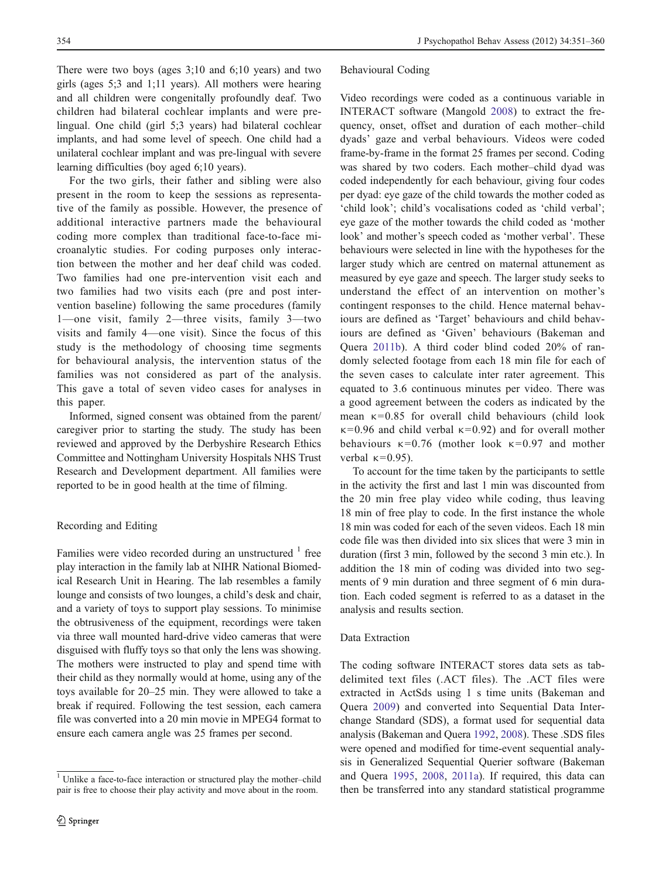There were two boys (ages 3;10 and 6;10 years) and two girls (ages 5;3 and 1;11 years). All mothers were hearing and all children were congenitally profoundly deaf. Two children had bilateral cochlear implants and were pre-lingual. One child (girl 5;3 years) had bilateral cochlear implants, and had some level of speech. One child had a unilateral cochlear implant and was pre-lingual with severe learning difficulties (boy aged 6;10 years).

For the two girls, their father and sibling were also present in the room to keep the sessions as representative of the family as possible. However, the presence of additional interactive partners made the behavioural coding more complex than traditional face-to-face microanalytic studies. For coding purposes only interaction between the mother and her deaf child was coded. Two families had one pre-intervention visit each and two families had two visits each (pre and post intervention baseline) following the same procedures (family 1—one visit, family 2—three visits, family 3—two visits and family 4—one visit). Since the focus of this study is the methodology of choosing time segments for behavioural analysis, the intervention status of the families was not considered as part of the analysis. This gave a total of seven video cases for analyses in this paper.

Informed, signed consent was obtained from the parent/caregiver prior to starting the study. The study has been reviewed and approved by the Derbyshire Research Ethics Committee and Nottingham University Hospitals NHS Trust Research and Development department. All families were reported to be in good health at the time of filming.

### Recording and Editing

Families were video recorded during an unstructured [1] free play interaction in the family lab at NIHR National Biomedical Research Unit in Hearing. The lab resembles a family lounge and consists of two lounges, a child's desk and chair, and a variety of toys to support play sessions. To minimise the obtrusiveness of the equipment, recordings were taken via three wall mounted hard-drive video cameras that were disguised with fluffy toys so that only the lens was showing. The mothers were instructed to play and spend time with their child as they normally would at home, using any of the toys available for 20–25 min. They were allowed to take a break if required. Following the test session, each camera file was converted into a 20 min movie in MPEG4 format to ensure each camera angle was 25 frames per second.

[1] Unlike a face-to-face interaction or structured play the mother–child pair is free to choose their play activity and move about in the room.

### Behavioural Coding

Video recordings were coded as a continuous variable in INTERACT software (Mangold 2008) to extract the frequency, onset, offset and duration of each mother–child dyads' gaze and verbal behaviours. Videos were coded frame-by-frame in the format 25 frames per second. Coding was shared by two coders. Each mother–child dyad was coded independently for each behaviour, giving four codes per dyad: eye gaze of the child towards the mother coded as 'child look'; child's vocalisations coded as 'child verbal'; eye gaze of the mother towards the child coded as 'mother look' and mother's speech coded as 'mother verbal'. These behaviours were selected in line with the hypotheses for the larger study which are centred on maternal attunement as measured by eye gaze and speech. The larger study seeks to understand the effect of an intervention on mother's contingent responses to the child. Hence maternal behaviours are defined as 'Target' behaviours and child behaviours are defined as 'Given' behaviours (Bakeman and Quera 2011b). A third coder blind coded 20% of randomly selected footage from each 18 min file for each of the seven cases to calculate inter rater agreement. This equated to 3.6 continuous minutes per video. There was a good agreement between the coders as indicated by the mean $\kappa=0.85$ for overall child behaviours (child look $\kappa=0.96$ and child verbal $\kappa=0.92$) and for overall mother behaviours $\kappa=0.76$ (mother look $\kappa=0.97$ and mother verbal $\kappa=0.95$).

To account for the time taken by the participants to settle in the activity the first and last 1 min was discounted from the 20 min free play video while coding, thus leaving 18 min of free play to code. In the first instance the whole 18 min was coded for each of the seven videos. Each 18 min code file was then divided into six slices that were 3 min in duration (first 3 min, followed by the second 3 min etc.). In addition the 18 min of coding was divided into two segments of 9 min duration and three segment of 6 min duration. Each coded segment is referred to as a dataset in the analysis and results section.

### Data Extraction

The coding software INTERACT stores data sets as tab-delimited text files (.ACT files). The .ACT files were extracted in ActSds using 1 s time units (Bakeman and Quera 2009) and converted into Sequential Data Interchange Standard (SDS), a format used for sequential data analysis (Bakeman and Quera 1992, 2008). These .SDS files were opened and modified for time-event sequential analysis in Generalized Sequential Querier software (Bakeman and Quera 1995, 2008, 2011a). If required, this data can then be transferred into any standard statistical programme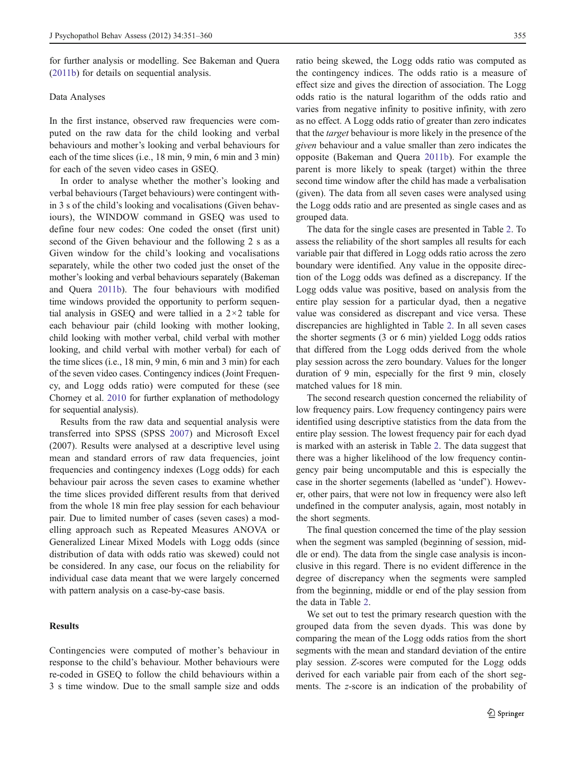for further analysis or modelling. See Bakeman and Quera (2011b) for details on sequential analysis.

### Data Analyses

In the first instance, observed raw frequencies were computed on the raw data for the child looking and verbal behaviours and mother's looking and verbal behaviours for each of the time slices (i.e., 18 min, 9 min, 6 min and 3 min) for each of the seven video cases in GSEQ.

In order to analyse whether the mother's looking and verbal behaviours (Target behaviours) were contingent within 3 s of the child's looking and vocalisations (Given behaviours), the WINDOW command in GSEQ was used to define four new codes: One coded the onset (first unit) second of the Given behaviour and the following 2 s as a Given window for the child's looking and vocalisations separately, while the other two coded just the onset of the mother's looking and verbal behaviours separately (Bakeman and Quera 2011b). The four behaviours with modified time windows provided the opportunity to perform sequential analysis in GSEQ and were tallied in a 2×2 table for each behaviour pair (child looking with mother looking, child looking with mother verbal, child verbal with mother looking, and child verbal with mother verbal) for each of the time slices (i.e., 18 min, 9 min, 6 min and 3 min) for each of the seven video cases. Contingency indices (Joint Frequency, and Logg odds ratio) were computed for these (see Chorney et al. 2010 for further explanation of methodology for sequential analysis).

Results from the raw data and sequential analysis were transferred into SPSS (SPSS 2007) and Microsoft Excel (2007). Results were analysed at a descriptive level using mean and standard errors of raw data frequencies, joint frequencies and contingency indexes (Logg odds) for each behaviour pair across the seven cases to examine whether the time slices provided different results from that derived from the whole 18 min free play session for each behaviour pair. Due to limited number of cases (seven cases) a modelling approach such as Repeated Measures ANOVA or Generalized Linear Mixed Models with Logg odds (since distribution of data with odds ratio was skewed) could not be considered. In any case, our focus on the reliability for individual case data meant that we were largely concerned with pattern analysis on a case-by-case basis.

## Results

Contingencies were computed of mother's behaviour in response to the child's behaviour. Mother behaviours were re-coded in GSEQ to follow the child behaviours within a 3 s time window. Due to the small sample size and odds ratio being skewed, the Logg odds ratio was computed as the contingency indices. The odds ratio is a measure of effect size and gives the direction of association. The Logg odds ratio is the natural logarithm of the odds ratio and varies from negative infinity to positive infinity, with zero as no effect. A Logg odds ratio of greater than zero indicates that the *target* behaviour is more likely in the presence of the *given* behaviour and a value smaller than zero indicates the opposite (Bakeman and Quera 2011b). For example the parent is more likely to speak (target) within the three second time window after the child has made a verbalisation (given). The data from all seven cases were analysed using the Logg odds ratio and are presented as single cases and as grouped data.

The data for the single cases are presented in Table 2. To assess the reliability of the short samples all results for each variable pair that differed in Logg odds ratio across the zero boundary were identified. Any value in the opposite direction of the Logg odds was defined as a discrepancy. If the Logg odds value was positive, based on analysis from the entire play session for a particular dyad, then a negative value was considered as discrepant and vice versa. These discrepancies are highlighted in Table 2. In all seven cases the shorter segments (3 or 6 min) yielded Logg odds ratios that differed from the Logg odds derived from the whole play session across the zero boundary. Values for the longer duration of 9 min, especially for the first 9 min, closely matched values for 18 min.

The second research question concerned the reliability of low frequency pairs. Low frequency contingency pairs were identified using descriptive statistics from the data from the entire play session. The lowest frequency pair for each dyad is marked with an asterisk in Table 2. The data suggest that there was a higher likelihood of the low frequency contingency pair being uncomputable and this is especially the case in the shorter segements (labelled as 'undef'). However, other pairs, that were not low in frequency were also left undefined in the computer analysis, again, most notably in the short segments.

The final question concerned the time of the play session when the segment was sampled (beginning of session, middle or end). The data from the single case analysis is inconclusive in this regard. There is no evident difference in the degree of discrepancy when the segments were sampled from the beginning, middle or end of the play session from the data in Table 2.

We set out to test the primary research question with the grouped data from the seven dyads. This was done by comparing the mean of the Logg odds ratios from the short segments with the mean and standard deviation of the entire play session. *Z*-scores were computed for the Logg odds derived for each variable pair from each of the short segments. The *z*-score is an indication of the probability of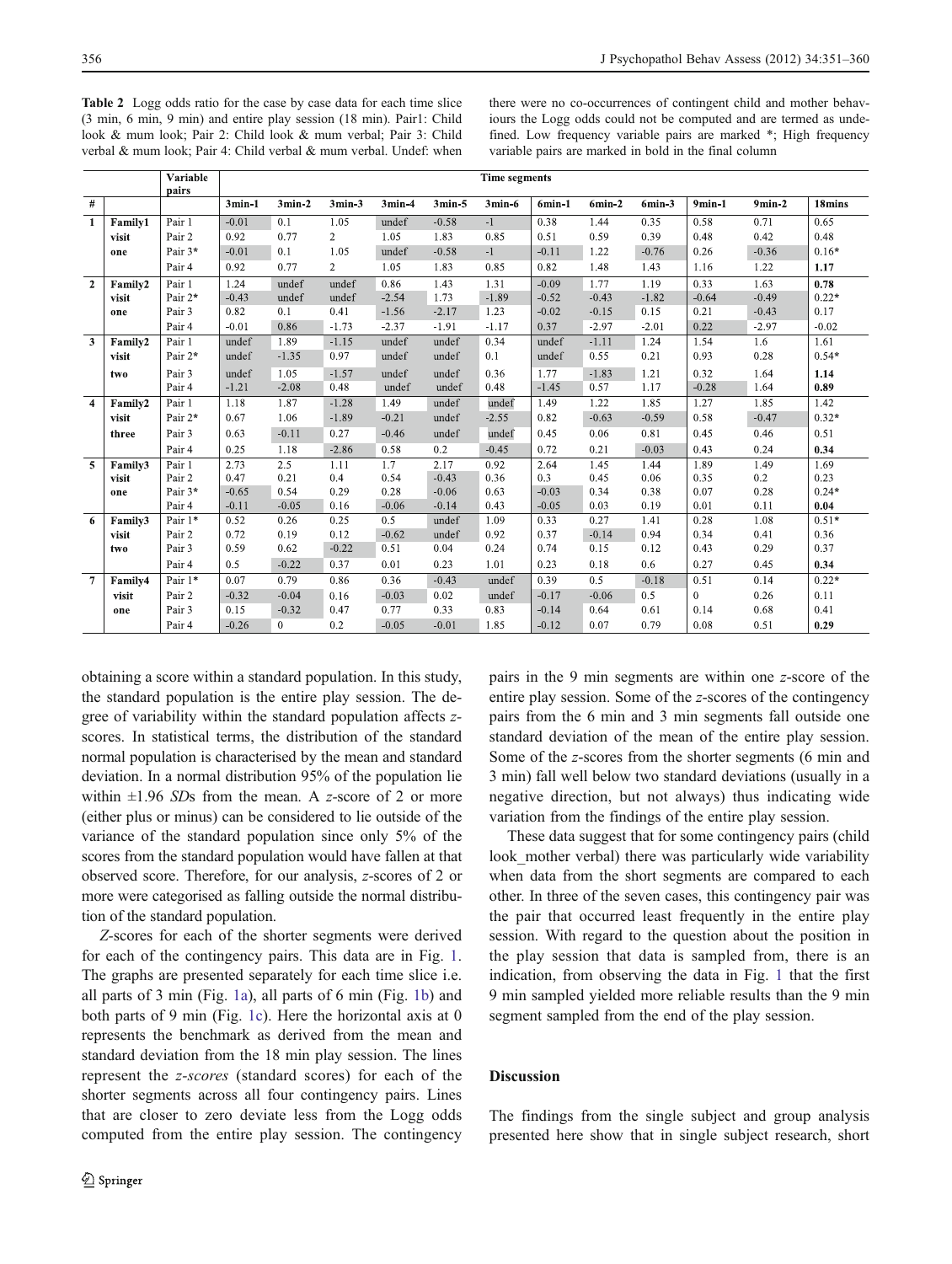**Table 2** Logg odds ratio for the case by case data for each time slice (3 min, 6 min, 9 min) and entire play session (18 min). Pair1: Child look & mum look; Pair 2: Child look & mum verbal; Pair 3: Child verbal & mum look; Pair 4: Child verbal & mum verbal. Undef: when there were no co-occurrences of contingent child and mother behaviours the Logg odds could not be computed and are termed as undefined. Low frequency variable pairs are marked *; High frequency variable pairs are marked in bold in the final column

| | | Variable pairs | Time segments | | | | | | | | | | | |
|---|---|---|---|---|---|---|---|---|---|---|---|---|---|---|
| # | | | 3min-1 | 3min-2 | 3min-3 | 3min-4 | 3min-5 | 3min-6 | 6min-1 | 6min-2 | 6min-3 | 9min-1 | 9min-2 | 18mins |
| 1 | Family1 visit one | Pair 1 | -0.01 | 0.1 | 1.05 | undef | -0.58 | -1 | 0.38 | 1.44 | 0.35 | 0.58 | 0.71 | 0.65 |
| | | Pair 2 | 0.92 | 0.77 | 2 | 1.05 | 1.83 | 0.85 | 0.51 | 0.59 | 0.39 | 0.48 | 0.42 | 0.48 |
| | | Pair 3* | -0.01 | 0.1 | 1.05 | undef | -0.58 | -1 | -0.11 | 1.22 | -0.76 | 0.26 | -0.36 | 0.16* |
| | | Pair 4 | 0.92 | 0.77 | 2 | 1.05 | 1.83 | 0.85 | 0.82 | 1.48 | 1.43 | 1.16 | 1.22 | **1.17** |
| 2 | Family2 visit one | Pair 1 | 1.24 | undef | undef | 0.86 | 1.43 | 1.31 | -0.09 | 1.77 | 1.19 | 0.33 | 1.63 | **0.78** |
| | | Pair 2* | -0.43 | undef | undef | -2.54 | 1.73 | -1.89 | -0.52 | -0.43 | -1.82 | -0.64 | -0.49 | 0.22* |
| | | Pair 3 | 0.82 | 0.1 | 0.41 | -1.56 | -2.17 | 1.23 | -0.02 | -0.15 | 0.15 | 0.21 | -0.43 | 0.17 |
| | | Pair 4 | -0.01 | 0.86 | -1.73 | -2.37 | -1.91 | -1.17 | 0.37 | -2.97 | -2.01 | 0.22 | -2.97 | -0.02 |
| 3 | Family2 visit two | Pair 1 | undef | 1.89 | -1.15 | undef | undef | 0.34 | undef | -1.11 | 1.24 | 1.54 | 1.6 | 1.61 |
| | | Pair 2* | undef | -1.35 | 0.97 | undef | undef | 0.1 | undef | 0.55 | 0.21 | 0.93 | 0.28 | 0.54* |
| | | Pair 3 | undef | 1.05 | -1.57 | undef | undef | 0.36 | 1.77 | -1.83 | 1.21 | 0.32 | 1.64 | **1.14** |
| | | Pair 4 | -1.21 | -2.08 | 0.48 | undef | undef | 0.48 | -1.45 | 0.57 | 1.17 | -0.28 | 1.64 | **0.89** |
| 4 | Family2 visit three | Pair 1 | 1.18 | 1.87 | -1.28 | 1.49 | undef | undef | 1.49 | 1.22 | 1.85 | 1.27 | 1.85 | 1.42 |
| | | Pair 2* | 0.67 | 1.06 | -1.89 | -0.21 | undef | -2.55 | 0.82 | -0.63 | -0.59 | 0.58 | -0.47 | 0.32* |
| | | Pair 3 | 0.63 | -0.11 | 0.27 | -0.46 | undef | undef | 0.45 | 0.06 | 0.81 | 0.45 | 0.46 | 0.51 |
| | | Pair 4 | 0.25 | 1.18 | -2.86 | 0.58 | 0.2 | -0.45 | 0.72 | 0.21 | -0.03 | 0.43 | 0.24 | **0.34** |
| 5 | Family3 visit one | Pair 1 | 2.73 | 2.5 | 1.11 | 1.7 | 2.17 | 0.92 | 2.64 | 1.45 | 1.44 | 1.89 | 1.49 | 1.69 |
| | | Pair 2 | 0.47 | 0.21 | 0.4 | 0.54 | -0.43 | 0.36 | 0.3 | 0.45 | 0.06 | 0.35 | 0.2 | 0.23 |
| | | Pair 3* | -0.65 | 0.54 | 0.29 | 0.28 | -0.06 | 0.63 | -0.03 | 0.34 | 0.38 | 0.07 | 0.28 | 0.24* |
| | | Pair 4 | -0.11 | -0.05 | 0.16 | -0.06 | -0.14 | 0.43 | -0.05 | 0.03 | 0.19 | 0.01 | 0.11 | **0.04** |
| 6 | Family3 visit two | Pair 1* | 0.52 | 0.26 | 0.25 | 0.5 | undef | 1.09 | 0.33 | 0.27 | 1.41 | 0.28 | 1.08 | 0.51* |
| | | Pair 2 | 0.72 | 0.19 | 0.12 | -0.62 | undef | 0.92 | 0.37 | -0.14 | 0.94 | 0.34 | 0.41 | 0.36 |
| | | Pair 3 | 0.59 | 0.62 | -0.22 | 0.51 | 0.04 | 0.24 | 0.74 | 0.15 | 0.12 | 0.43 | 0.29 | 0.37 |
| | | Pair 4 | 0.5 | -0.22 | 0.37 | 0.01 | 0.23 | 1.01 | 0.23 | 0.18 | 0.6 | 0.27 | 0.45 | **0.34** |
| 7 | Family4 visit one | Pair 1* | 0.07 | 0.79 | 0.86 | 0.36 | -0.43 | undef | 0.39 | 0.5 | -0.18 | 0.51 | 0.14 | 0.22* |
| | | Pair 2 | -0.32 | -0.04 | 0.16 | -0.03 | 0.02 | undef | -0.17 | -0.06 | 0.5 | 0 | 0.26 | 0.11 |
| | | Pair 3 | 0.15 | -0.32 | 0.47 | 0.77 | 0.33 | 0.83 | -0.14 | 0.64 | 0.61 | 0.14 | 0.68 | 0.41 |
| | | Pair 4 | -0.26 | 0 | 0.2 | -0.05 | -0.01 | 1.85 | -0.12 | 0.07 | 0.79 | 0.08 | 0.51 | **0.29** |

obtaining a score within a standard population. In this study, the standard population is the entire play session. The degree of variability within the standard population affects *z*-scores. In statistical terms, the distribution of the standard normal population is characterised by the mean and standard deviation. In a normal distribution 95% of the population lie within ±1.96 *SD*s from the mean. A *z*-score of 2 or more (either plus or minus) can be considered to lie outside of the variance of the standard population since only 5% of the scores from the standard population would have fallen at that observed score. Therefore, for our analysis, *z*-scores of 2 or more were categorised as falling outside the normal distribution of the standard population.

*Z*-scores for each of the shorter segments were derived for each of the contingency pairs. This data are in Fig. 1. The graphs are presented separately for each time slice i.e. all parts of 3 min (Fig. 1a), all parts of 6 min (Fig. 1b) and both parts of 9 min (Fig. 1c). Here the horizontal axis at 0 represents the benchmark as derived from the mean and standard deviation from the 18 min play session. The lines represent the *z-scores* (standard scores) for each of the shorter segments across all four contingency pairs. Lines that are closer to zero deviate less from the Logg odds computed from the entire play session. The contingency pairs in the 9 min segments are within one *z*-score of the entire play session. Some of the *z*-scores of the contingency pairs from the 6 min and 3 min segments fall outside one standard deviation of the mean of the entire play session. Some of the *z*-scores from the shorter segments (6 min and 3 min) fall well below two standard deviations (usually in a negative direction, but not always) thus indicating wide variation from the findings of the entire play session.

These data suggest that for some contingency pairs (child look_mother verbal) there was particularly wide variability when data from the short segments are compared to each other. In three of the seven cases, this contingency pair was the pair that occurred least frequently in the entire play session. With regard to the question about the position in the play session that data is sampled from, there is an indication, from observing the data in Fig. 1 that the first 9 min sampled yielded more reliable results than the 9 min segment sampled from the end of the play session.

## Discussion

The findings from the single subject and group analysis presented here show that in single subject research, short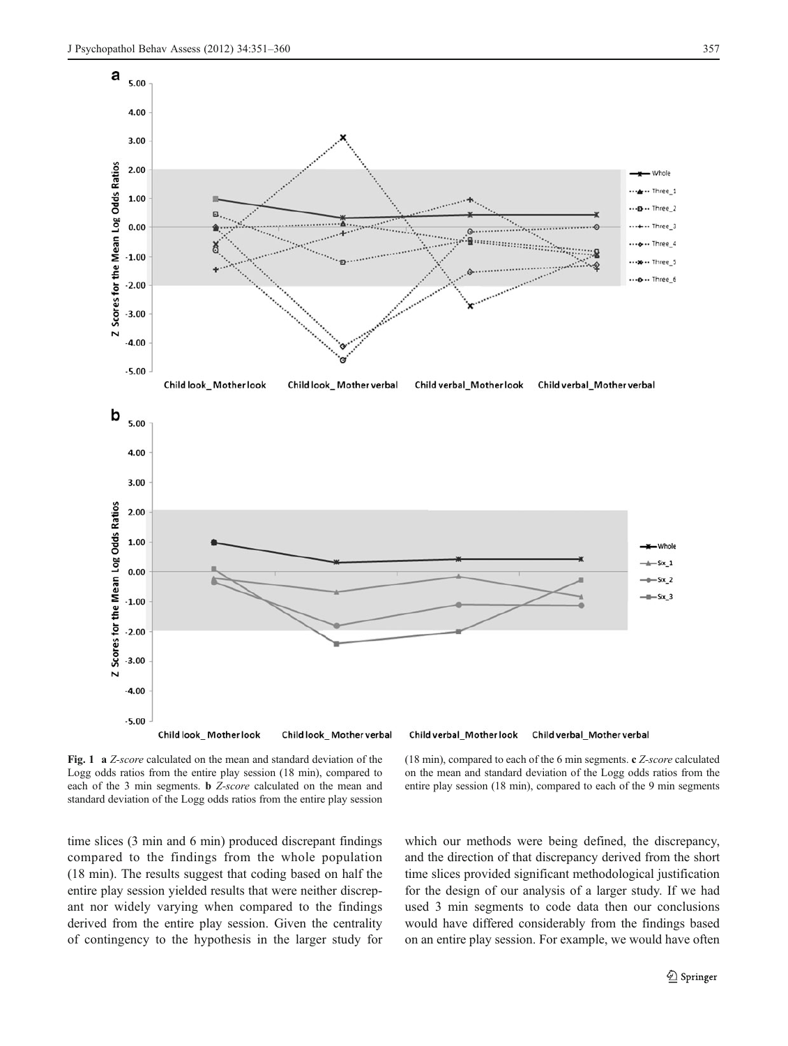**Fig. 1** **a** *Z-score* calculated on the mean and standard deviation of the Logg odds ratios from the entire play session (18 min), compared to each of the 3 min segments. **b** *Z-score* calculated on the mean and standard deviation of the Logg odds ratios from the entire play session (18 min), compared to each of the 6 min segments. **c** *Z-score* calculated on the mean and standard deviation of the Logg odds ratios from the entire play session (18 min), compared to each of the 9 min segments

time slices (3 min and 6 min) produced discrepant findings compared to the findings from the whole population (18 min). The results suggest that coding based on half the entire play session yielded results that were neither discrepant nor widely varying when compared to the findings derived from the entire play session. Given the centrality of contingency to the hypothesis in the larger study for which our methods were being defined, the discrepancy, and the direction of that discrepancy derived from the short time slices provided significant methodological justification for the design of our analysis of a larger study. If we had used 3 min segments to code data then our conclusions would have differed considerably from the findings based on an entire play session. For example, we would have often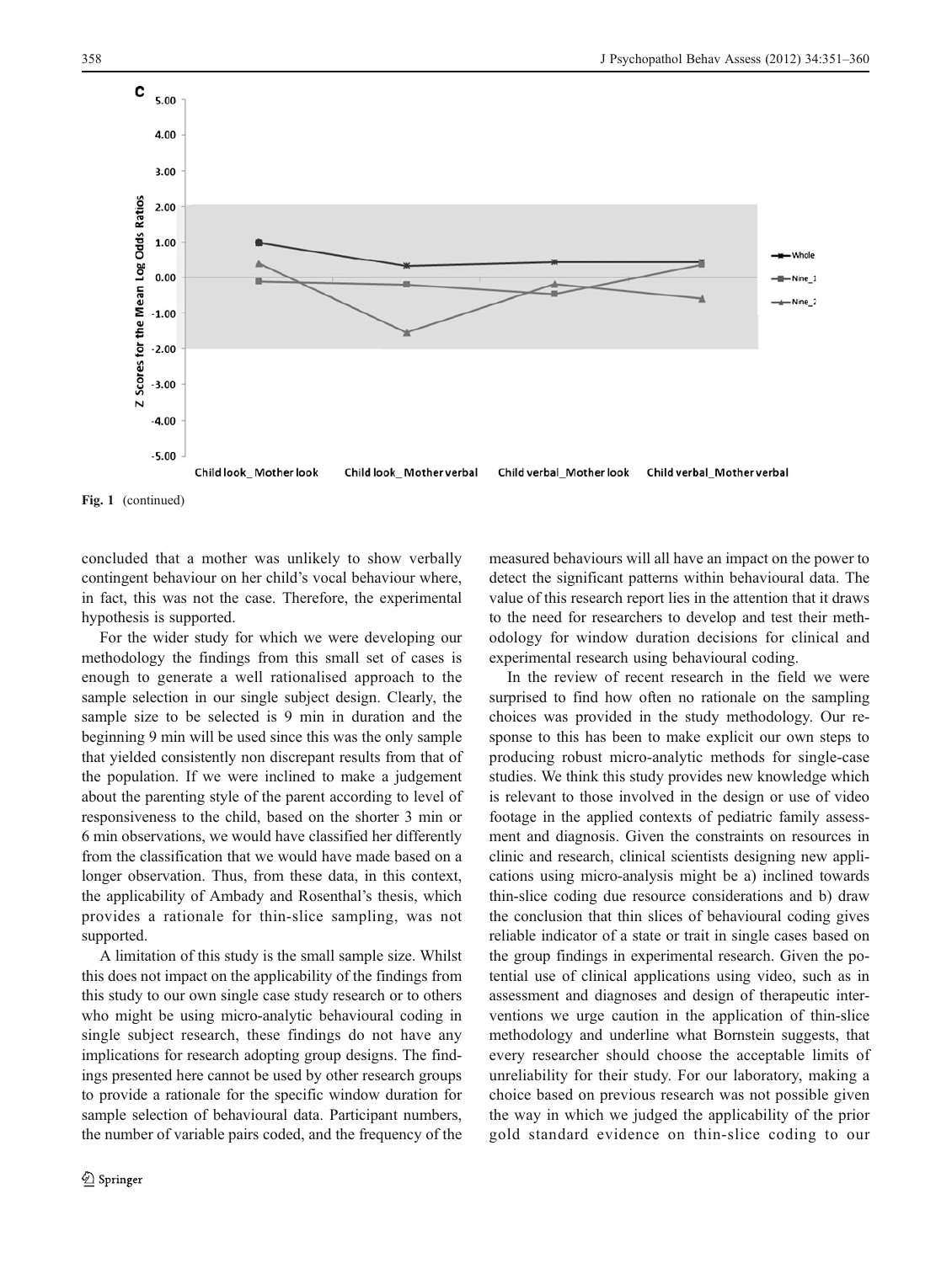c

5.00

4.00

3.00

2.00

1.00

0.00

-1.00

-2.00

-3.00

-4.00

-5.00

Z Scores for the Mean Log Odds Ratios

Child look_ Mother look

Child look_ Mother verbal

Child verbal_Mother look

Child verbal_Mother verbal

Whole

Nine_1

Nine_2

**Fig. 1** (continued)

concluded that a mother was unlikely to show verbally contingent behaviour on her child's vocal behaviour where, in fact, this was not the case. Therefore, the experimental hypothesis is supported.

For the wider study for which we were developing our methodology the findings from this small set of cases is enough to generate a well rationalised approach to the sample selection in our single subject design. Clearly, the sample size to be selected is 9 min in duration and the beginning 9 min will be used since this was the only sample that yielded consistently non discrepant results from that of the population. If we were inclined to make a judgement about the parenting style of the parent according to level of responsiveness to the child, based on the shorter 3 min or 6 min observations, we would have classified her differently from the classification that we would have made based on a longer observation. Thus, from these data, in this context, the applicability of Ambady and Rosenthal's thesis, which provides a rationale for thin-slice sampling, was not supported.

A limitation of this study is the small sample size. Whilst this does not impact on the applicability of the findings from this study to our own single case study research or to others who might be using micro-analytic behavioural coding in single subject research, these findings do not have any implications for research adopting group designs. The findings presented here cannot be used by other research groups to provide a rationale for the specific window duration for sample selection of behavioural data. Participant numbers, the number of variable pairs coded, and the frequency of the measured behaviours will all have an impact on the power to detect the significant patterns within behavioural data. The value of this research report lies in the attention that it draws to the need for researchers to develop and test their methodology for window duration decisions for clinical and experimental research using behavioural coding.

In the review of recent research in the field we were surprised to find how often no rationale on the sampling choices was provided in the study methodology. Our response to this has been to make explicit our own steps to producing robust micro-analytic methods for single-case studies. We think this study provides new knowledge which is relevant to those involved in the design or use of video footage in the applied contexts of pediatric family assessment and diagnosis. Given the constraints on resources in clinic and research, clinical scientists designing new applications using micro-analysis might be a) inclined towards thin-slice coding due resource considerations and b) draw the conclusion that thin slices of behavioural coding gives reliable indicator of a state or trait in single cases based on the group findings in experimental research. Given the potential use of clinical applications using video, such as in assessment and diagnoses and design of therapeutic interventions we urge caution in the application of thin-slice methodology and underline what Bornstein suggests, that every researcher should choose the acceptable limits of unreliability for their study. For our laboratory, making a choice based on previous research was not possible given the way in which we judged the applicability of the prior gold standard evidence on thin-slice coding to our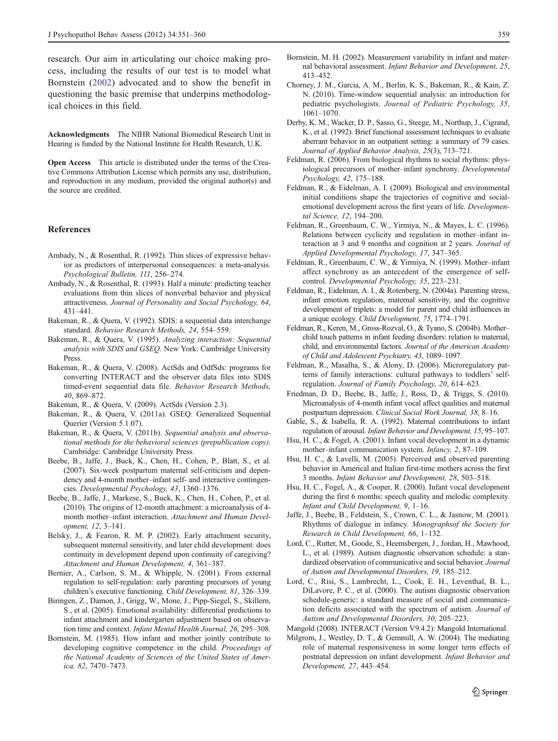research. Our aim in articulating our choice making process, including the results of our test is to model what Bornstein (2002) advocated and to show the benefit in questioning the basic premise that underpins methodological choices in this field.

**Acknowledgments** The NIHR National Biomedical Research Unit in Hearing is funded by the National Institute for Health Research, U.K.

**Open Access** This article is distributed under the terms of the Creative Commons Attribution License which permits any use, distribution, and reproduction in any medium, provided the original author(s) and the source are credited.

## References

Ambady, N., & Rosenthal, R. (1992). Thin slices of expressive behavior as predictors of interpersonal consequences: a meta-analysis. *Psychological Bulletin, 111*, 256–274.

Ambady, N., & Rosenthal, R. (1993). Half a minute: predicting teacher evaluations from thin slices of nonverbal behavior and physical attractiveness. *Journal of Personality and Social Psychology, 64*, 431–441.

Bakeman, R., & Quera, V. (1992). SDIS: a sequential data interchange standard. *Behavior Research Methods, 24*, 554–559.

Bakeman, R., & Quera, V. (1995). *Analyzing interaction: Sequential analysis with SDIS and GSEQ*. New York: Cambridge University Press.

Bakeman, R., & Quera, V. (2008). ActSds and OdfSds: programs for converting INTERACT and the observer data files into SDIS timed-event sequential data file. *Behavior Research Methods, 40*, 869–872.

Bakeman, R., & Quera, V. (2009). ActSds (Version 2.3).

Bakeman, R., & Quera, V. (2011a). GSEQ: Generalized Sequential Querier (Version 5.1.07).

Bakeman, R., & Quera, V. (2011b). *Sequential analysis and observational methods for the behavioral sciences (prepublication copy)*. Cambridge: Cambridge University Press.

Beebe, B., Jaffe, J., Buck, K., Chen, H., Cohen, P., Blatt, S., et al. (2007). Six-week postpartum maternal self-criticism and dependency and 4-month mother–infant self- and interactive contingencies. *Developmental Psychology, 43*, 1360–1376.

Beebe, B., Jaffe, J., Markese, S., Buck, K., Chen, H., Cohen, P., et al. (2010). The origins of 12-month attachment: a microanalysis of 4-month mother–infant interaction. *Attachment and Human Development, 12*, 3–141.

Belsky, J., & Fearon, R. M. P. (2002). Early attachment security, subsequent maternal sensitivity, and later child development: does continuity in development depend upon continuity of caregiving? *Attachment and Human Development, 4*, 361–387.

Bernier, A., Carlson, S. M., & Whipple, N. (2001). From external regulation to self-regulation: early parenting precursors of young children's executive functioning. *Child Development, 81*, 326–339.

Biringen, Z., Damon, J., Grigg, W., Mone, J., Pipp-Siegel, S., Skillern, S., et al. (2005). Emotional availability: differential predictions to infant attachment and kindergarten adjustment based on observation time and context. *Infant Mental Health Journal, 26*, 295–308.

Bornstein, M. (1985). How infant and mother jointly contribute to developing cognitive competence in the child. *Proceedings of the National Academy of Sciences of the United States of America, 82*, 7470–7473.

Bornstein, M. H. (2002). Measurement variability in infant and maternal behavioral assessment. *Infant Behavior and Development, 25*, 413–432.

Chorney, J. M., Garcia, A. M., Berlin, K. S., Bakeman, R., & Kain, Z. N. (2010). Time-window sequential analysis: an introduction for pediatric psychologists. *Journal of Pediatric Psychology, 35*, 1061–1070.

Derby, K. M., Wacker, D. P., Sasso, G., Steege, M., Northup, J., Cigrand, K., et al. (1992). Brief functional assessment techniques to evaluate aberrant behavior in an outpatient setting: a summary of 79 cases. *Journal of Applied Behavior Analysis, 25*(3), 713–721.

Feldman, R. (2006). From biological rhythms to social rhythms: physiological precursors of mother–infant synchrony. *Developmental Psychology, 42*, 175–188.

Feldman, R., & Eidelman, A. I. (2009). Biological and environmental initial conditions shape the trajectories of cognitive and social-emotional development across the first years of life. *Developmental Science, 12*, 194–200.

Feldman, R., Greenbaum, C. W., Yirmiya, N., & Mayes, L. C. (1996). Relations between cyclicity and regulation in mother–infant interaction at 3 and 9 months and cognition at 2 years. *Journal of Applied Developmental Psychology, 17*, 347–365.

Feldman, R., Greenbaum, C. W., & Yirmiya, N. (1999). Mother–infant affect synchrony as an antecedent of the emergence of self-control. *Developmental Psychology, 35*, 223–231.

Feldman, R., Eidelman, A. I., & Rotenberg, N. (2004a). Parenting stress, infant emotion regulation, maternal sensitivity, and the cognitive development of triplets: a model for parent and child influences in a unique ecology. *Child Development, 75*, 1774–1791.

Feldman, R., Keren, M., Gross-Rozval, O., & Tyano, S. (2004b). Mother–child touch patterns in infant feeding disorders: relation to maternal, child, and environmental factors. *Journal of the American Academy of Child and Adolescent Psychiatry, 43*, 1089–1097.

Feldman, R., Masalha, S., & Alony, D. (2006). Microregulatory patterns of family interactions: cultural pathways to toddlers' self-regulation. *Journal of Family Psychology, 20*, 614–623.

Friedman, D. D., Beebe, B., Jaffe, J., Ross, D., & Triggs, S. (2010). Microanalysis of 4-month infant vocal affect qualities and maternal postpartum depression. *Clinical Social Work Journal, 38*, 8–16.

Gable, S., & Isabella, R. A. (1992). Maternal contributions to infant regulation of arousal. *Infant Behavior and Development, 15*, 95–107.

Hsu, H. C., & Fogel, A. (2001). Infant vocal development in a dynamic mother–infant communication system. *Infancy, 2*, 87–109.

Hsu, H. C., & Lavelli, M. (2005). Perceived and observed parenting behavior in Americal and Italian first-time mothers across the first 3 months. *Infant Behavior and Development, 28*, 503–518.

Hsu, H. C., Fogel, A., & Cooper, R. (2000). Infant vocal development during the first 6 months: speech quality and melodic complexity. *Infant and Child Development, 9*, 1–16.

Jaffe, J., Beebe, B., Feldstein, S., Crown, C. L., & Jasnow, M. (2001). Rhythms of dialogue in infancy. *Monographsof the Society for Research in Child Development, 66*, 1–132.

Lord, C., Rutter, M., Goode, S., Heemsbergen, J., Jordan, H., Mawhood, L., et al. (1989). Autism diagnostic observation schedule: a standardized observation of communicative and social behavior. *Journal of Autism and Developmental Disorders, 19*, 185–212.

Lord, C., Risi, S., Lambrecht, L., Cook, E. H., Leventhal, B. L., DiLavore, P. C., et al. (2000). The autism diagnostic observation schedule-generic: a standard measure of social and communication deficits associated with the spectrum of autism. *Journal of Autism and Developmental Disorders, 30*, 205–223.

Mangold (2008). INTERACT (Version V9.4.2): Mangold International.

Milgrom, J., Westley, D. T., & Gemmill, A. W. (2004). The mediating role of maternal responsiveness in some longer term effects of postnatal depression on infant development. *Infant Behavior and Development, 27*, 443–454.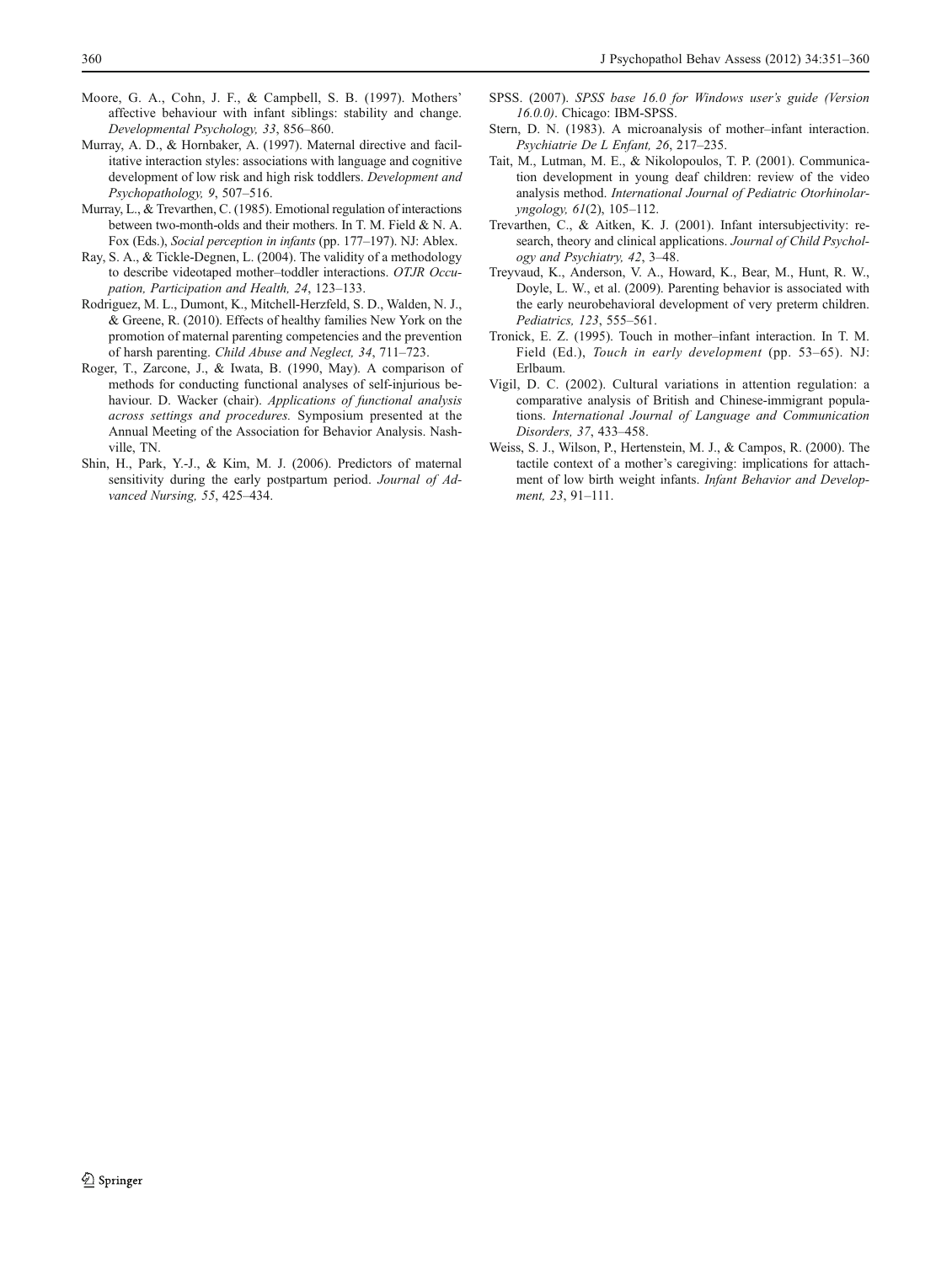Moore, G. A., Cohn, J. F., & Campbell, S. B. (1997). Mothers' affective behaviour with infant siblings: stability and change. *Developmental Psychology, 33*, 856–860.

Murray, A. D., & Hornbaker, A. (1997). Maternal directive and facilitative interaction styles: associations with language and cognitive development of low risk and high risk toddlers. *Development and Psychopathology, 9*, 507–516.

Murray, L., & Trevarthen, C. (1985). Emotional regulation of interactions between two-month-olds and their mothers. In T. M. Field & N. A. Fox (Eds.), *Social perception in infants* (pp. 177–197). NJ: Ablex.

Ray, S. A., & Tickle-Degnen, L. (2004). The validity of a methodology to describe videotaped mother–toddler interactions. *OTJR Occupation, Participation and Health, 24*, 123–133.

Rodriguez, M. L., Dumont, K., Mitchell-Herzfeld, S. D., Walden, N. J., & Greene, R. (2010). Effects of healthy families New York on the promotion of maternal parenting competencies and the prevention of harsh parenting. *Child Abuse and Neglect, 34*, 711–723.

Roger, T., Zarcone, J., & Iwata, B. (1990, May). A comparison of methods for conducting functional analyses of self-injurious behaviour. D. Wacker (chair). *Applications of functional analysis across settings and procedures.* Symposium presented at the Annual Meeting of the Association for Behavior Analysis. Nashville, TN.

Shin, H., Park, Y.-J., & Kim, M. J. (2006). Predictors of maternal sensitivity during the early postpartum period. *Journal of Advanced Nursing, 55*, 425–434.

SPSS. (2007). *SPSS base 16.0 for Windows user's guide (Version 16.0.0)*. Chicago: IBM-SPSS.

Stern, D. N. (1983). A microanalysis of mother–infant interaction. *Psychiatrie De L Enfant, 26*, 217–235.

Tait, M., Lutman, M. E., & Nikolopoulos, T. P. (2001). Communication development in young deaf children: review of the video analysis method. *International Journal of Pediatric Otorhinolaryngology, 61*(2), 105–112.

Trevarthen, C., & Aitken, K. J. (2001). Infant intersubjectivity: research, theory and clinical applications. *Journal of Child Psychology and Psychiatry, 42*, 3–48.

Treyvaud, K., Anderson, V. A., Howard, K., Bear, M., Hunt, R. W., Doyle, L. W., et al. (2009). Parenting behavior is associated with the early neurobehavioral development of very preterm children. *Pediatrics, 123*, 555–561.

Tronick, E. Z. (1995). Touch in mother–infant interaction. In T. M. Field (Ed.), *Touch in early development* (pp. 53–65). NJ: Erlbaum.

Vigil, D. C. (2002). Cultural variations in attention regulation: a comparative analysis of British and Chinese-immigrant populations. *International Journal of Language and Communication Disorders, 37*, 433–458.

Weiss, S. J., Wilson, P., Hertenstein, M. J., & Campos, R. (2000). The tactile context of a mother's caregiving: implications for attachment of low birth weight infants. *Infant Behavior and Development, 23*, 91–111.